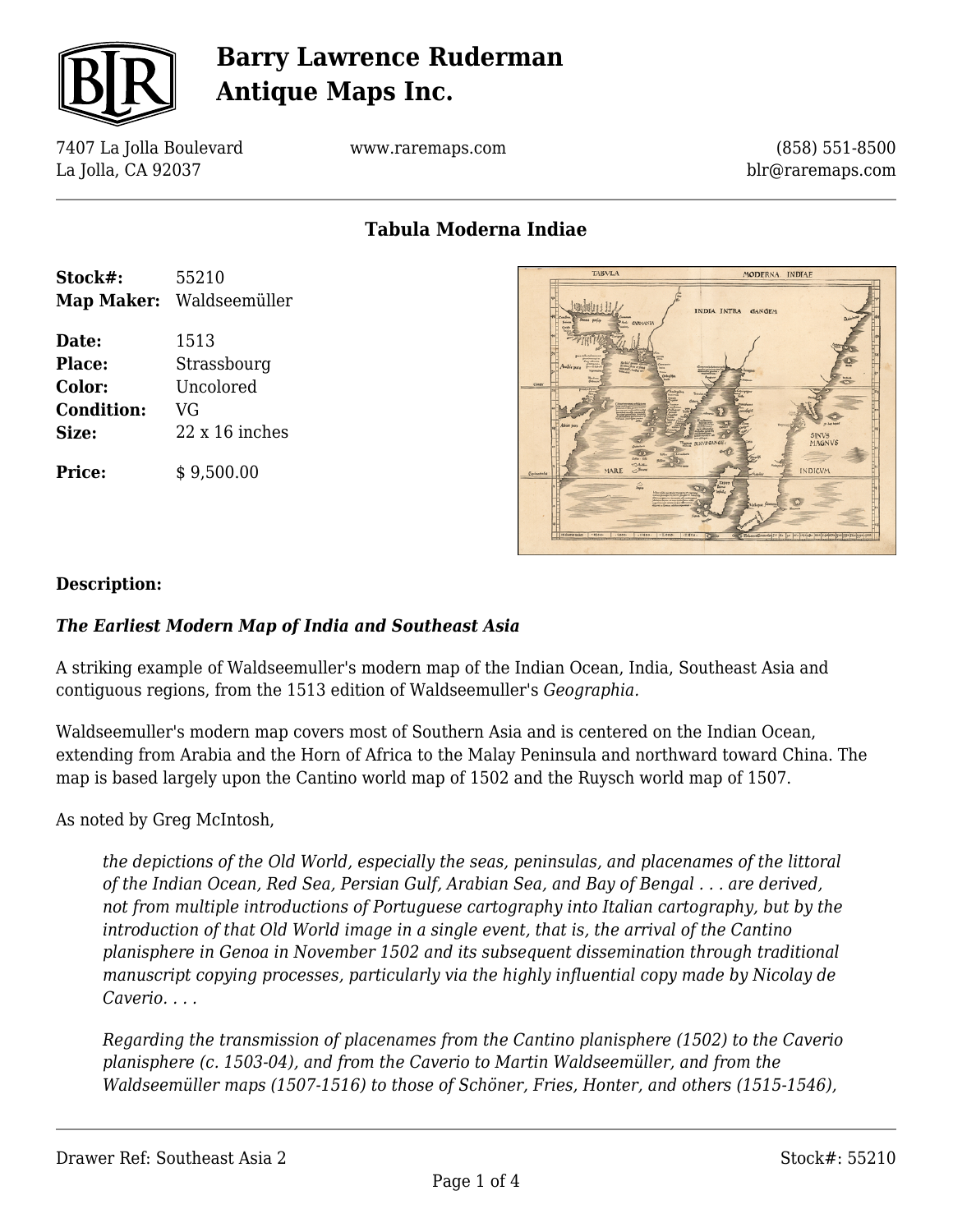# Barry Lawrence Ruderman Antique Maps Inc.

7407 La Jolla Boulevard
La Jolla, CA 92037

www.raremaps.com

(858) 551-8500
blr@raremaps.com

## Tabula Moderna Indiae

**Stock#:** 55210
**Map Maker:** Waldseemüller

**Date:** 1513
**Place:** Strassbourg
**Color:** Uncolored
**Condition:** VG
**Size:** 22 x 16 inches

**Price:** $ 9,500.00

### Description:

***The Earliest Modern Map of India and Southeast Asia***

A striking example of Waldseemuller's modern map of the Indian Ocean, India, Southeast Asia and contiguous regions, from the 1513 edition of Waldseemuller's *Geographia.*

Waldseemuller's modern map covers most of Southern Asia and is centered on the Indian Ocean, extending from Arabia and the Horn of Africa to the Malay Peninsula and northward toward China. The map is based largely upon the Cantino world map of 1502 and the Ruysch world map of 1507.

As noted by Greg McIntosh,

> *the depictions of the Old World, especially the seas, peninsulas, and placenames of the littoral of the Indian Ocean, Red Sea, Persian Gulf, Arabian Sea, and Bay of Bengal . . . are derived, not from multiple introductions of Portuguese cartography into Italian cartography, but by the introduction of that Old World image in a single event, that is, the arrival of the Cantino planisphere in Genoa in November 1502 and its subsequent dissemination through traditional manuscript copying processes, particularly via the highly influential copy made by Nicolay de Caverio. . . .*
>
> *Regarding the transmission of placenames from the Cantino planisphere (1502) to the Caverio planisphere (c. 1503-04), and from the Caverio to Martin Waldseemüller, and from the Waldseemüller maps (1507-1516) to those of Schöner, Fries, Honter, and others (1515-1546),*

Drawer Ref: Southeast Asia 2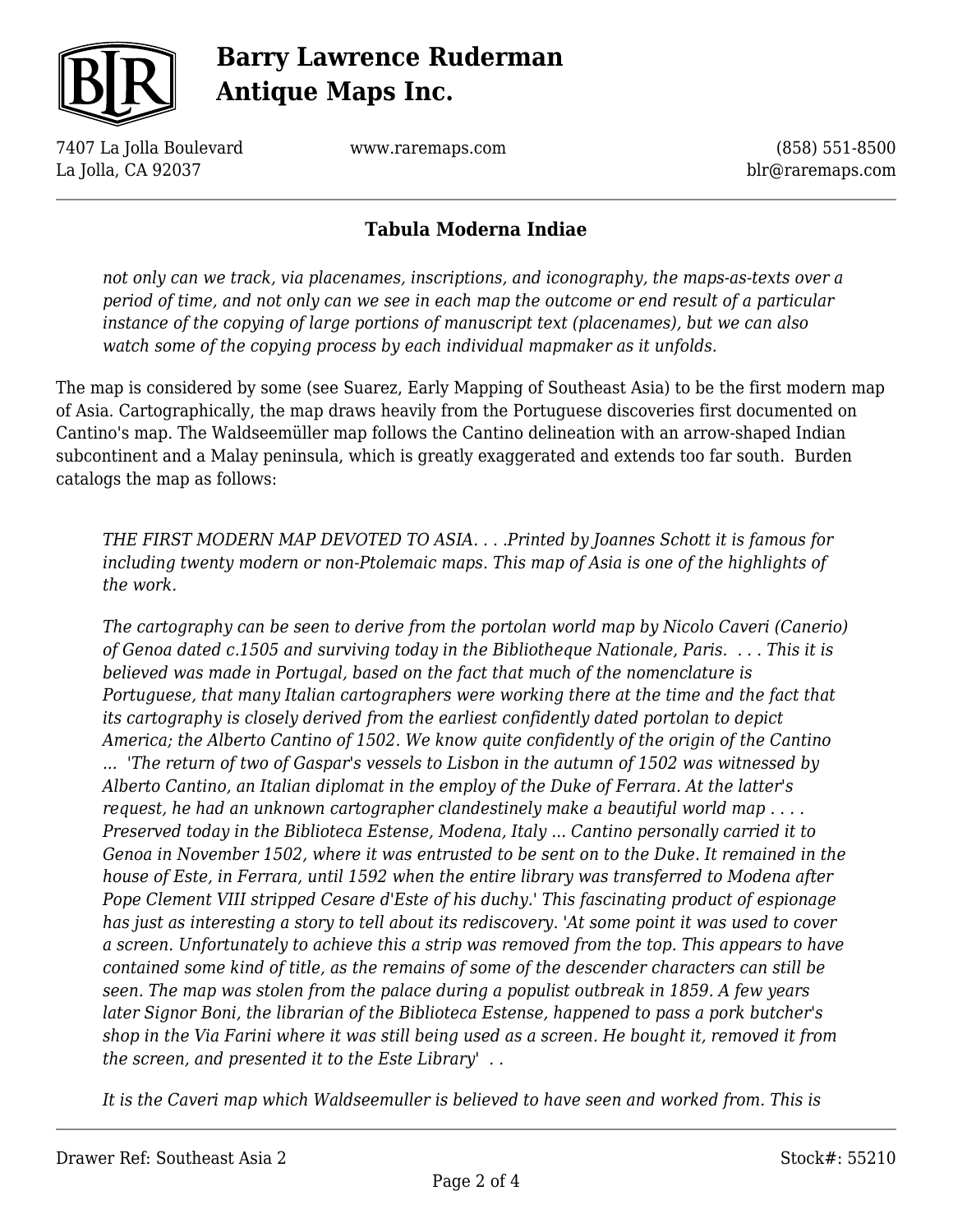> *not only can we track, via placenames, inscriptions, and iconography, the maps-as-texts over a period of time, and not only can we see in each map the outcome or end result of a particular instance of the copying of large portions of manuscript text (placenames), but we can also watch some of the copying process by each individual mapmaker as it unfolds.*

The map is considered by some (see Suarez, Early Mapping of Southeast Asia) to be the first modern map of Asia. Cartographically, the map draws heavily from the Portuguese discoveries first documented on Cantino's map. The Waldseemüller map follows the Cantino delineation with an arrow-shaped Indian subcontinent and a Malay peninsula, which is greatly exaggerated and extends too far south. Burden catalogs the map as follows:

> *THE FIRST MODERN MAP DEVOTED TO ASIA. . . .Printed by Joannes Schott it is famous for including twenty modern or non-Ptolemaic maps. This map of Asia is one of the highlights of the work.*
>
> *The cartography can be seen to derive from the portolan world map by Nicolo Caveri (Canerio) of Genoa dated c.1505 and surviving today in the Bibliotheque Nationale, Paris. . . . This it is believed was made in Portugal, based on the fact that much of the nomenclature is Portuguese, that many Italian cartographers were working there at the time and the fact that its cartography is closely derived from the earliest confidently dated portolan to depict America; the Alberto Cantino of 1502. We know quite confidently of the origin of the Cantino ... 'The return of two of Gaspar's vessels to Lisbon in the autumn of 1502 was witnessed by Alberto Cantino, an Italian diplomat in the employ of the Duke of Ferrara. At the latter's request, he had an unknown cartographer clandestinely make a beautiful world map . . . . Preserved today in the Biblioteca Estense, Modena, Italy ... Cantino personally carried it to Genoa in November 1502, where it was entrusted to be sent on to the Duke. It remained in the house of Este, in Ferrara, until 1592 when the entire library was transferred to Modena after Pope Clement VIII stripped Cesare d'Este of his duchy.' This fascinating product of espionage has just as interesting a story to tell about its rediscovery. 'At some point it was used to cover a screen. Unfortunately to achieve this a strip was removed from the top. This appears to have contained some kind of title, as the remains of some of the descender characters can still be seen. The map was stolen from the palace during a populist outbreak in 1859. A few years later Signor Boni, the librarian of the Biblioteca Estense, happened to pass a pork butcher's shop in the Via Farini where it was still being used as a screen. He bought it, removed it from the screen, and presented it to the Este Library' . .*
>
> *It is the Caveri map which Waldseemuller is believed to have seen and worked from. This is*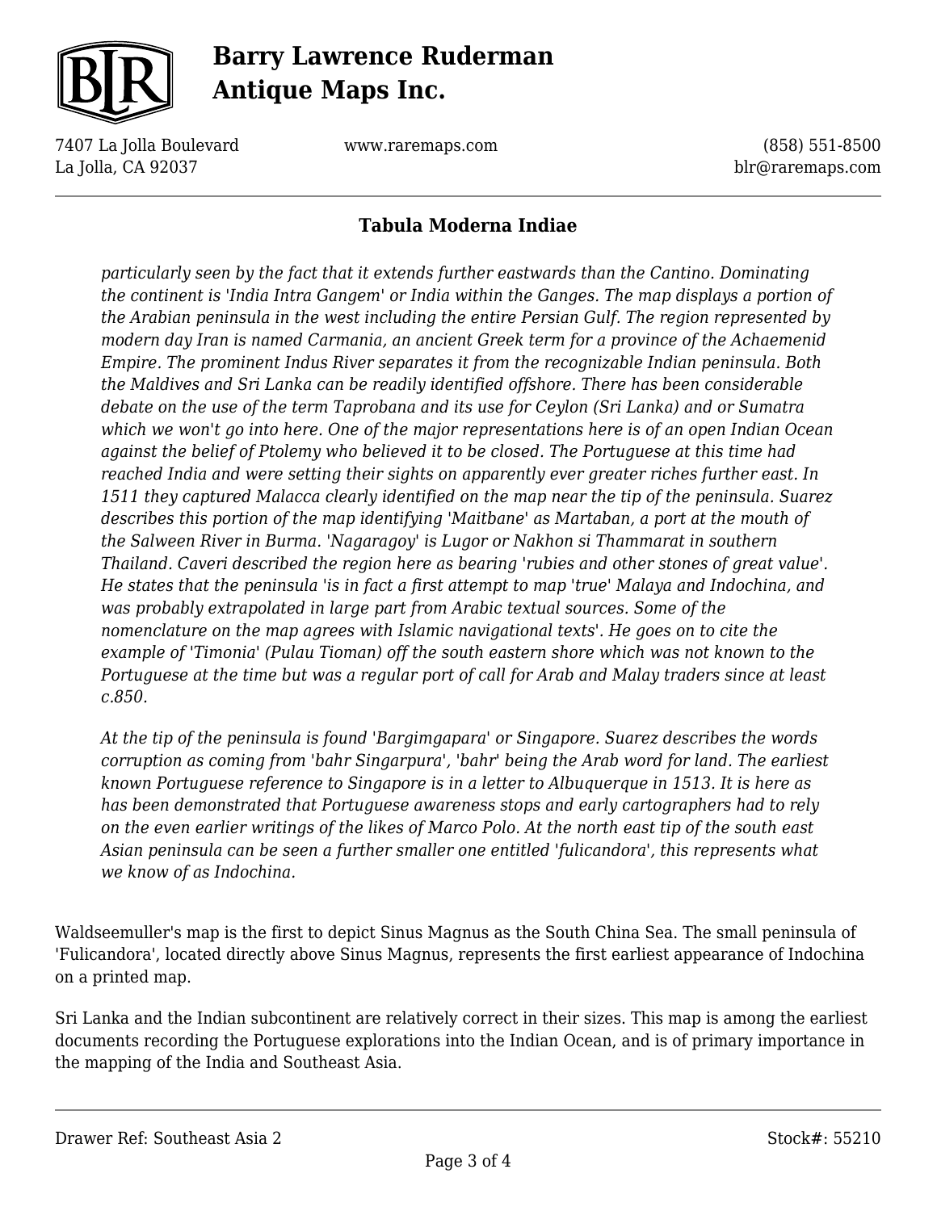*particularly seen by the fact that it extends further eastwards than the Cantino. Dominating the continent is 'India Intra Gangem' or India within the Ganges. The map displays a portion of the Arabian peninsula in the west including the entire Persian Gulf. The region represented by modern day Iran is named Carmania, an ancient Greek term for a province of the Achaemenid Empire. The prominent Indus River separates it from the recognizable Indian peninsula. Both the Maldives and Sri Lanka can be readily identified offshore. There has been considerable debate on the use of the term Taprobana and its use for Ceylon (Sri Lanka) and or Sumatra which we won't go into here. One of the major representations here is of an open Indian Ocean against the belief of Ptolemy who believed it to be closed. The Portuguese at this time had reached India and were setting their sights on apparently ever greater riches further east. In 1511 they captured Malacca clearly identified on the map near the tip of the peninsula. Suarez describes this portion of the map identifying 'Maitbane' as Martaban, a port at the mouth of the Salween River in Burma. 'Nagaragoy' is Lugor or Nakhon si Thammarat in southern Thailand. Caveri described the region here as bearing 'rubies and other stones of great value'. He states that the peninsula 'is in fact a first attempt to map 'true' Malaya and Indochina, and was probably extrapolated in large part from Arabic textual sources. Some of the nomenclature on the map agrees with Islamic navigational texts'. He goes on to cite the example of 'Timonia' (Pulau Tioman) off the south eastern shore which was not known to the Portuguese at the time but was a regular port of call for Arab and Malay traders since at least c.850.*

*At the tip of the peninsula is found 'Bargimgapara' or Singapore. Suarez describes the words corruption as coming from 'bahr Singarpura', 'bahr' being the Arab word for land. The earliest known Portuguese reference to Singapore is in a letter to Albuquerque in 1513. It is here as has been demonstrated that Portuguese awareness stops and early cartographers had to rely on the even earlier writings of the likes of Marco Polo. At the north east tip of the south east Asian peninsula can be seen a further smaller one entitled 'fulicandora', this represents what we know of as Indochina.*

Waldseemuller's map is the first to depict Sinus Magnus as the South China Sea. The small peninsula of 'Fulicandora', located directly above Sinus Magnus, represents the first earliest appearance of Indochina on a printed map.

Sri Lanka and the Indian subcontinent are relatively correct in their sizes. This map is among the earliest documents recording the Portuguese explorations into the Indian Ocean, and is of primary importance in the mapping of the India and Southeast Asia.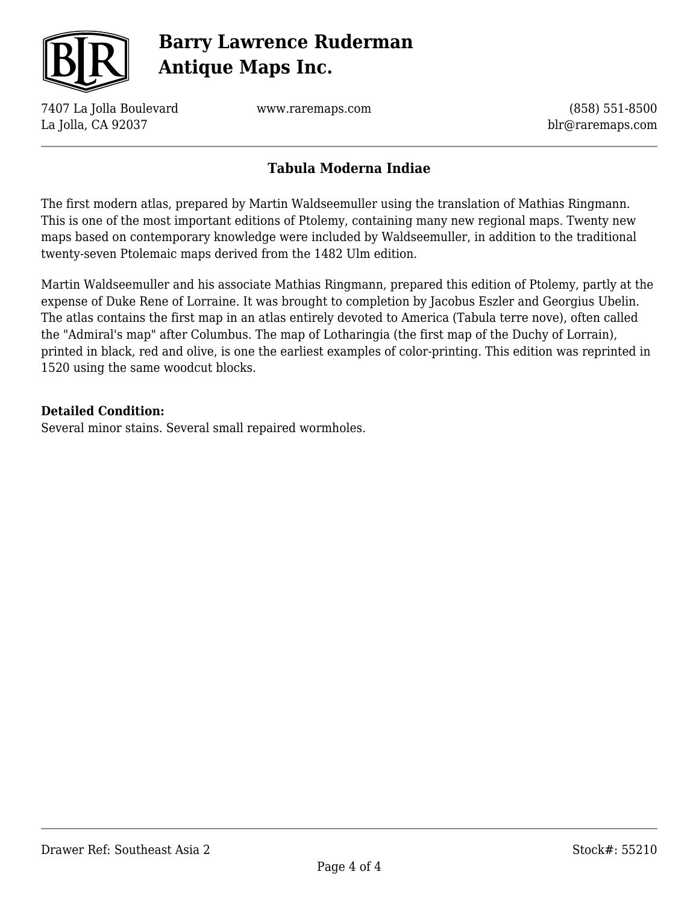## Tabula Moderna Indiae

The first modern atlas, prepared by Martin Waldseemuller using the translation of Mathias Ringmann. This is one of the most important editions of Ptolemy, containing many new regional maps. Twenty new maps based on contemporary knowledge were included by Waldseemuller, in addition to the traditional twenty-seven Ptolemaic maps derived from the 1482 Ulm edition.

Martin Waldseemuller and his associate Mathias Ringmann, prepared this edition of Ptolemy, partly at the expense of Duke Rene of Lorraine. It was brought to completion by Jacobus Eszler and Georgius Ubelin. The atlas contains the first map in an atlas entirely devoted to America (Tabula terre nove), often called the "Admiral's map" after Columbus. The map of Lotharingia (the first map of the Duchy of Lorrain), printed in black, red and olive, is one the earliest examples of color-printing. This edition was reprinted in 1520 using the same woodcut blocks.

**Detailed Condition:**
Several minor stains. Several small repaired wormholes.